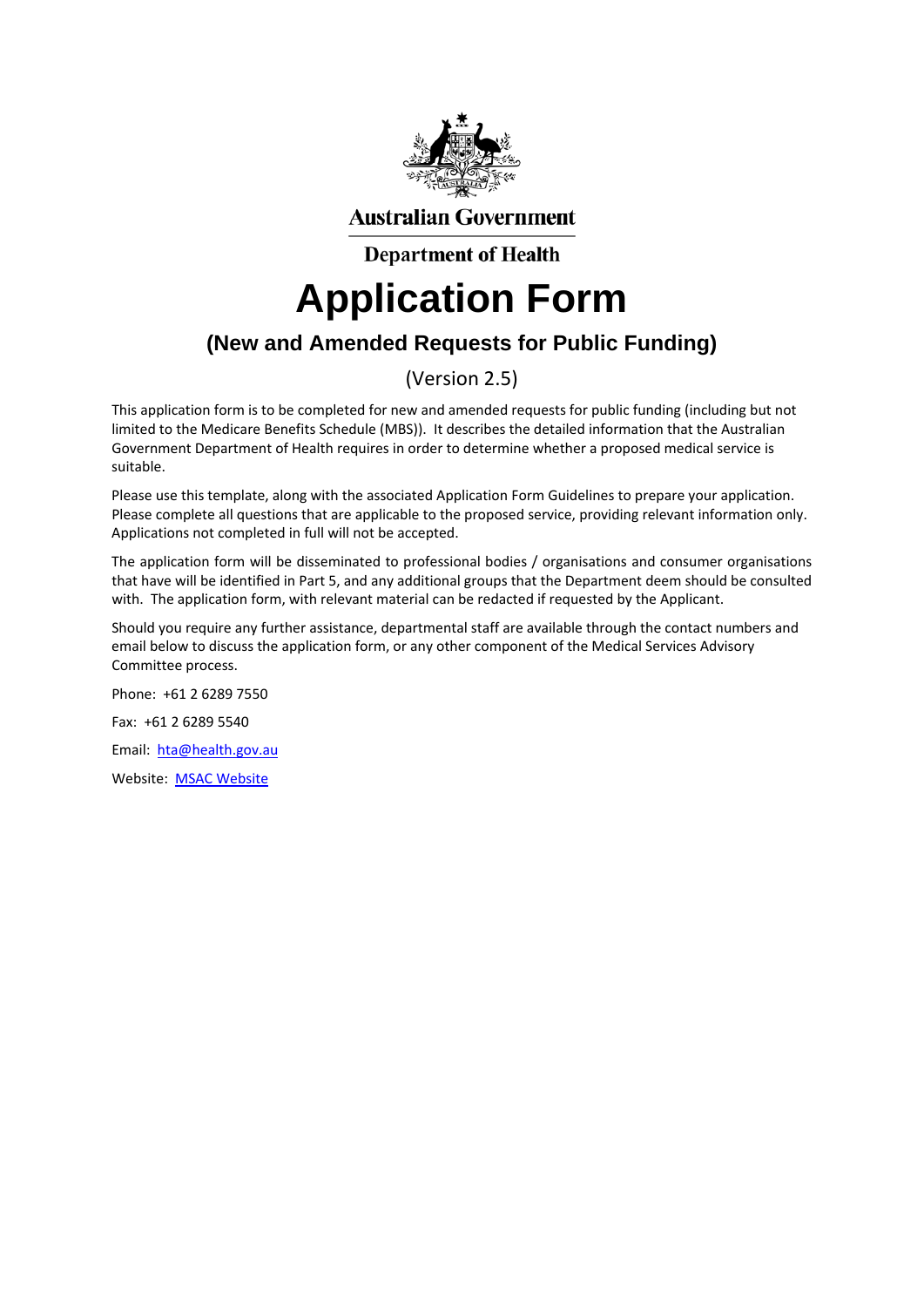Australian Government

Department of Health

# Application Form

## (New and Amended Requests for Public Funding)

(Version 2.5)

This application form is to be completed for new and amended requests for public funding (including but not limited to the Medicare Benefits Schedule (MBS)). It describes the detailed information that the Australian Government Department of Health requires in order to determine whether a proposed medical service is suitable.

Please use this template, along with the associated Application Form Guidelines to prepare your application. Please complete all questions that are applicable to the proposed service, providing relevant information only. Applications not completed in full will not be accepted.

The application form will be disseminated to professional bodies / organisations and consumer organisations that have will be identified in Part 5, and any additional groups that the Department deem should be consulted with. The application form, with relevant material can be redacted if requested by the Applicant.

Should you require any further assistance, departmental staff are available through the contact numbers and email below to discuss the application form, or any other component of the Medical Services Advisory Committee process.

Phone: +61 2 6289 7550

Fax: +61 2 6289 5540

Email: [hta@health.gov.au](mailto:hta@health.gov.au)

Website: MSAC Website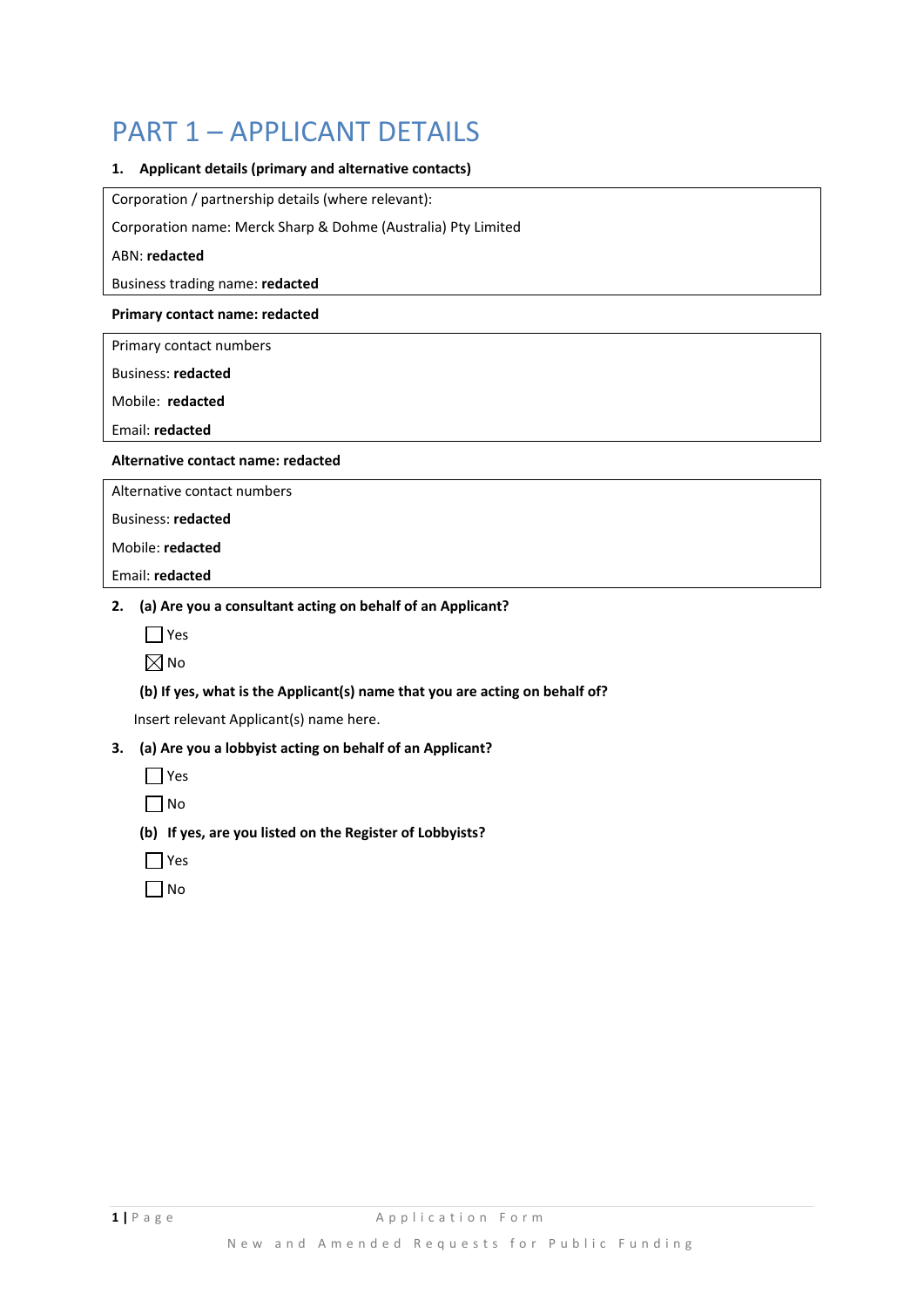# PART 1 – APPLICANT DETAILS

**1. Applicant details (primary and alternative contacts)**

Corporation / partnership details (where relevant):

Corporation name: Merck Sharp & Dohme (Australia) Pty Limited

ABN: **redacted**

Business trading name: **redacted**

**Primary contact name: redacted**

Primary contact numbers

Business: **redacted**

Mobile: **redacted**

Email: **redacted**

**Alternative contact name: redacted**

Alternative contact numbers

Business: **redacted**

Mobile: **redacted**

Email: **redacted**

**2. (a) Are you a consultant acting on behalf of an Applicant?**

☐ Yes

☒ No

**(b) If yes, what is the Applicant(s) name that you are acting on behalf of?**

Insert relevant Applicant(s) name here.

**3. (a) Are you a lobbyist acting on behalf of an Applicant?**

☐ Yes

☐ No

**(b) If yes, are you listed on the Register of Lobbyists?**

☐ Yes

☐ No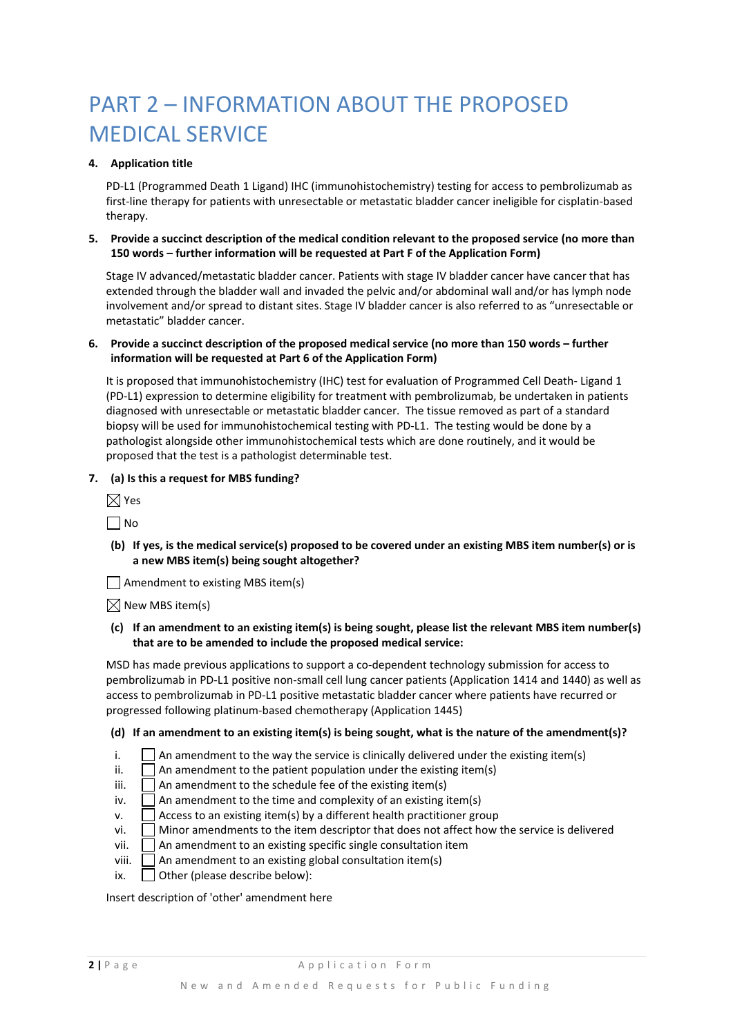# PART 2 – INFORMATION ABOUT THE PROPOSED MEDICAL SERVICE

**4. Application title**

PD-L1 (Programmed Death 1 Ligand) IHC (immunohistochemistry) testing for access to pembrolizumab as first-line therapy for patients with unresectable or metastatic bladder cancer ineligible for cisplatin-based therapy.

**5. Provide a succinct description of the medical condition relevant to the proposed service (no more than 150 words – further information will be requested at Part F of the Application Form)**

Stage IV advanced/metastatic bladder cancer. Patients with stage IV bladder cancer have cancer that has extended through the bladder wall and invaded the pelvic and/or abdominal wall and/or has lymph node involvement and/or spread to distant sites. Stage IV bladder cancer is also referred to as "unresectable or metastatic" bladder cancer.

**6. Provide a succinct description of the proposed medical service (no more than 150 words – further information will be requested at Part 6 of the Application Form)**

It is proposed that immunohistochemistry (IHC) test for evaluation of Programmed Cell Death- Ligand 1 (PD-L1) expression to determine eligibility for treatment with pembrolizumab, be undertaken in patients diagnosed with unresectable or metastatic bladder cancer. The tissue removed as part of a standard biopsy will be used for immunohistochemical testing with PD-L1. The testing would be done by a pathologist alongside other immunohistochemical tests which are done routinely, and it would be proposed that the test is a pathologist determinable test.

**7. (a) Is this a request for MBS funding?**

☒ Yes

☐ No

**(b) If yes, is the medical service(s) proposed to be covered under an existing MBS item number(s) or is a new MBS item(s) being sought altogether?**

☐ Amendment to existing MBS item(s)

☒ New MBS item(s)

**(c) If an amendment to an existing item(s) is being sought, please list the relevant MBS item number(s) that are to be amended to include the proposed medical service:**

MSD has made previous applications to support a co-dependent technology submission for access to pembrolizumab in PD-L1 positive non-small cell lung cancer patients (Application 1414 and 1440) as well as access to pembrolizumab in PD-L1 positive metastatic bladder cancer where patients have recurred or progressed following platinum-based chemotherapy (Application 1445)

**(d) If an amendment to an existing item(s) is being sought, what is the nature of the amendment(s)?**

i. ☐ An amendment to the way the service is clinically delivered under the existing item(s)
ii. ☐ An amendment to the patient population under the existing item(s)
iii. ☐ An amendment to the schedule fee of the existing item(s)
iv. ☐ An amendment to the time and complexity of an existing item(s)
v. ☐ Access to an existing item(s) by a different health practitioner group
vi. ☐ Minor amendments to the item descriptor that does not affect how the service is delivered
vii. ☐ An amendment to an existing specific single consultation item
viii. ☐ An amendment to an existing global consultation item(s)
ix. ☐ Other (please describe below):

Insert description of 'other' amendment here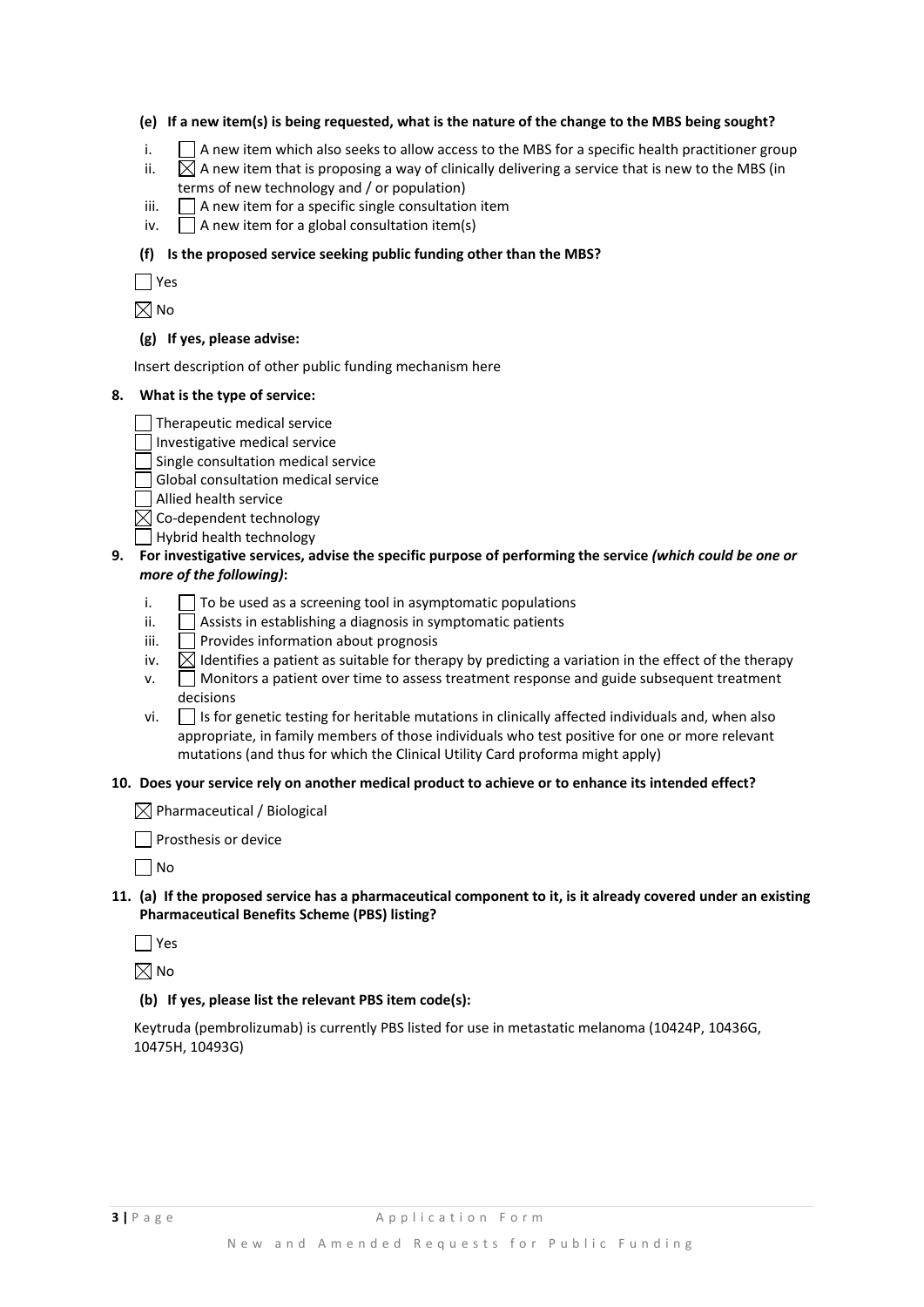**(e) If a new item(s) is being requested, what is the nature of the change to the MBS being sought?**

i. ☐ A new item which also seeks to allow access to the MBS for a specific health practitioner group
ii. ☒ A new item that is proposing a way of clinically delivering a service that is new to the MBS (in terms of new technology and / or population)
iii. ☐ A new item for a specific single consultation item
iv. ☐ A new item for a global consultation item(s)

**(f) Is the proposed service seeking public funding other than the MBS?**

☐ Yes

☒ No

**(g) If yes, please advise:**

Insert description of other public funding mechanism here

**8. What is the type of service:**

☐ Therapeutic medical service
☐ Investigative medical service
☐ Single consultation medical service
☐ Global consultation medical service
☐ Allied health service
☒ Co-dependent technology
☐ Hybrid health technology

**9. For investigative services, advise the specific purpose of performing the service *(which could be one or more of the following)*:**

i. ☐ To be used as a screening tool in asymptomatic populations
ii. ☐ Assists in establishing a diagnosis in symptomatic patients
iii. ☐ Provides information about prognosis
iv. ☒ Identifies a patient as suitable for therapy by predicting a variation in the effect of the therapy
v. ☐ Monitors a patient over time to assess treatment response and guide subsequent treatment decisions
vi. ☐ Is for genetic testing for heritable mutations in clinically affected individuals and, when also appropriate, in family members of those individuals who test positive for one or more relevant mutations (and thus for which the Clinical Utility Card proforma might apply)

**10. Does your service rely on another medical product to achieve or to enhance its intended effect?**

☒ Pharmaceutical / Biological

☐ Prosthesis or device

☐ No

**11. (a) If the proposed service has a pharmaceutical component to it, is it already covered under an existing Pharmaceutical Benefits Scheme (PBS) listing?**

☐ Yes

☒ No

**(b) If yes, please list the relevant PBS item code(s):**

Keytruda (pembrolizumab) is currently PBS listed for use in metastatic melanoma (10424P, 10436G, 10475H, 10493G)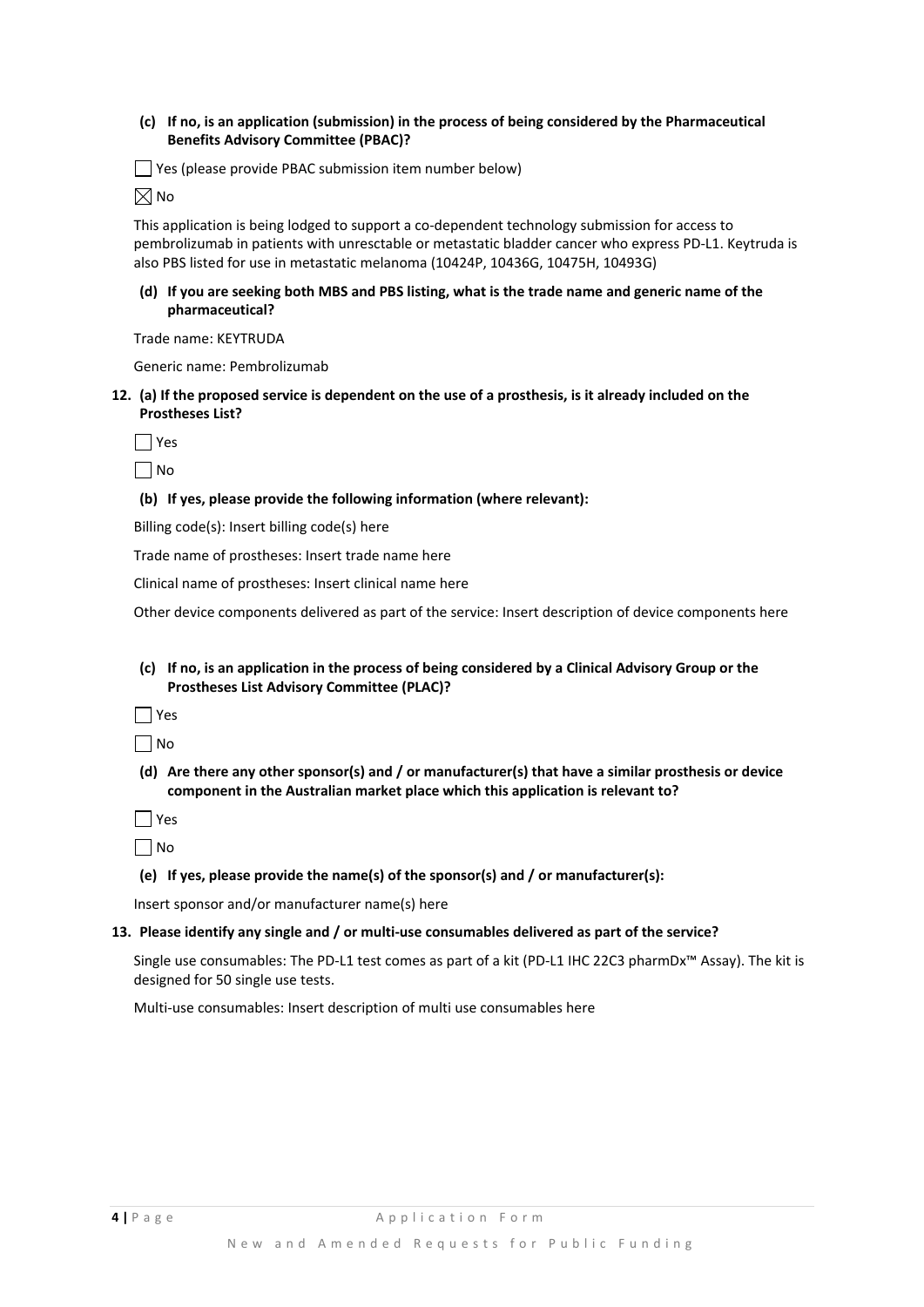**(c) If no, is an application (submission) in the process of being considered by the Pharmaceutical Benefits Advisory Committee (PBAC)?**

☐ Yes (please provide PBAC submission item number below)

☒ No

This application is being lodged to support a co-dependent technology submission for access to pembrolizumab in patients with unresctable or metastatic bladder cancer who express PD-L1. Keytruda is also PBS listed for use in metastatic melanoma (10424P, 10436G, 10475H, 10493G)

**(d) If you are seeking both MBS and PBS listing, what is the trade name and generic name of the pharmaceutical?**

Trade name: KEYTRUDA

Generic name: Pembrolizumab

**12. (a) If the proposed service is dependent on the use of a prosthesis, is it already included on the Prostheses List?**

☐ Yes

☐ No

**(b) If yes, please provide the following information (where relevant):**

Billing code(s): Insert billing code(s) here

Trade name of prostheses: Insert trade name here

Clinical name of prostheses: Insert clinical name here

Other device components delivered as part of the service: Insert description of device components here

**(c) If no, is an application in the process of being considered by a Clinical Advisory Group or the Prostheses List Advisory Committee (PLAC)?**

☐ Yes

☐ No

**(d) Are there any other sponsor(s) and / or manufacturer(s) that have a similar prosthesis or device component in the Australian market place which this application is relevant to?**

☐ Yes

☐ No

**(e) If yes, please provide the name(s) of the sponsor(s) and / or manufacturer(s):**

Insert sponsor and/or manufacturer name(s) here

**13. Please identify any single and / or multi-use consumables delivered as part of the service?**

Single use consumables: The PD-L1 test comes as part of a kit (PD-L1 IHC 22C3 pharmDx™ Assay). The kit is designed for 50 single use tests.

Multi-use consumables: Insert description of multi use consumables here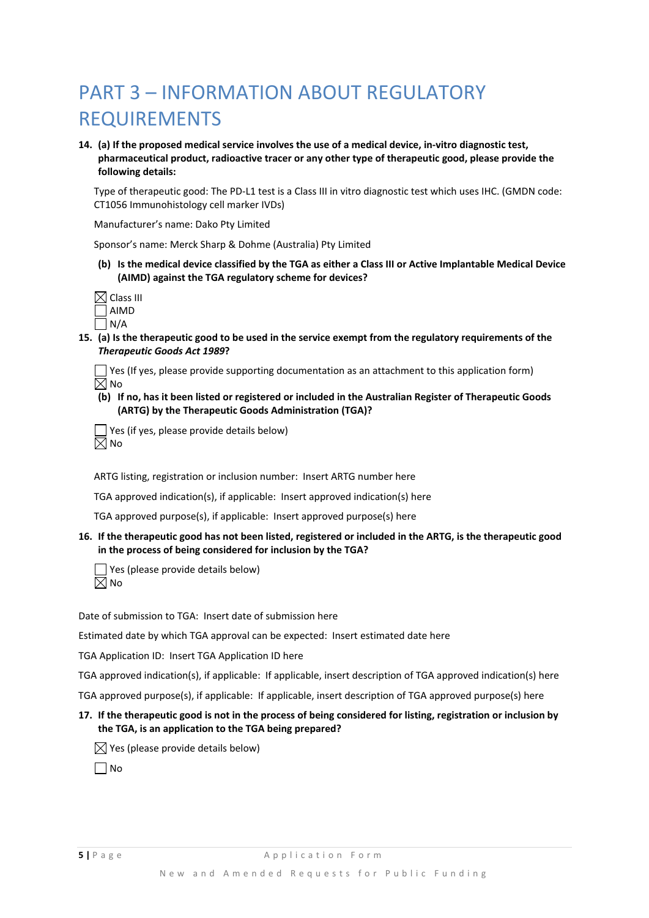# PART 3 – INFORMATION ABOUT REGULATORY REQUIREMENTS

**14. (a) If the proposed medical service involves the use of a medical device, in-vitro diagnostic test, pharmaceutical product, radioactive tracer or any other type of therapeutic good, please provide the following details:**

Type of therapeutic good: The PD-L1 test is a Class III in vitro diagnostic test which uses IHC. (GMDN code: CT1056 Immunohistology cell marker IVDs)

Manufacturer's name: Dako Pty Limited

Sponsor's name: Merck Sharp & Dohme (Australia) Pty Limited

**(b) Is the medical device classified by the TGA as either a Class III or Active Implantable Medical Device (AIMD) against the TGA regulatory scheme for devices?**

☒ Class III
☐ AIMD
☐ N/A

**15. (a) Is the therapeutic good to be used in the service exempt from the regulatory requirements of the *Therapeutic Goods Act 1989*?**

☐ Yes (If yes, please provide supporting documentation as an attachment to this application form)
☒ No

**(b) If no, has it been listed or registered or included in the Australian Register of Therapeutic Goods (ARTG) by the Therapeutic Goods Administration (TGA)?**

☐ Yes (if yes, please provide details below)
☒ No

ARTG listing, registration or inclusion number: Insert ARTG number here

TGA approved indication(s), if applicable: Insert approved indication(s) here

TGA approved purpose(s), if applicable: Insert approved purpose(s) here

**16. If the therapeutic good has not been listed, registered or included in the ARTG, is the therapeutic good in the process of being considered for inclusion by the TGA?**

☐ Yes (please provide details below)
☒ No

Date of submission to TGA: Insert date of submission here

Estimated date by which TGA approval can be expected: Insert estimated date here

TGA Application ID: Insert TGA Application ID here

TGA approved indication(s), if applicable: If applicable, insert description of TGA approved indication(s) here

TGA approved purpose(s), if applicable: If applicable, insert description of TGA approved purpose(s) here

**17. If the therapeutic good is not in the process of being considered for listing, registration or inclusion by the TGA, is an application to the TGA being prepared?**

☒ Yes (please provide details below)

☐ No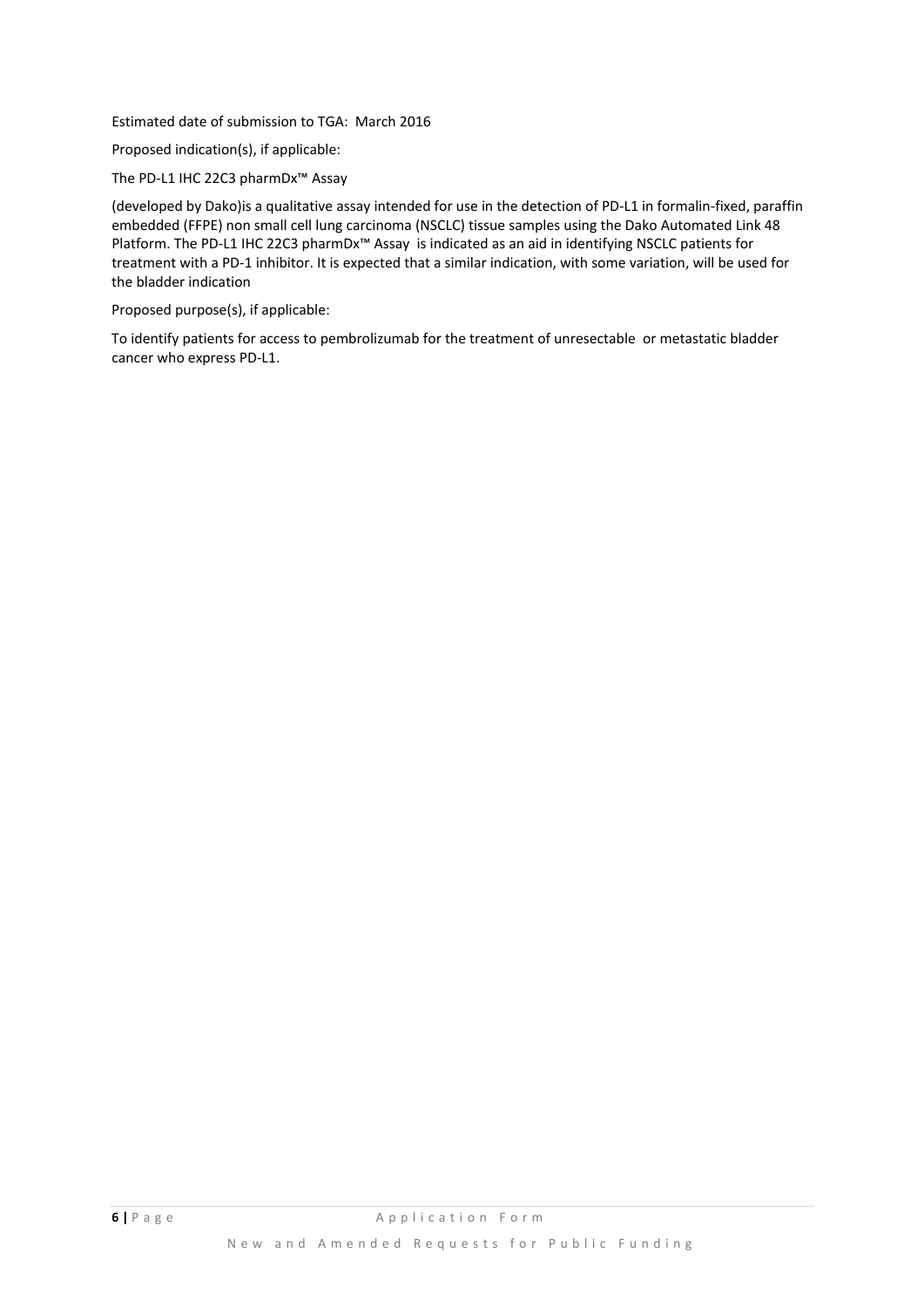Estimated date of submission to TGA: March 2016

Proposed indication(s), if applicable:

The PD-L1 IHC 22C3 pharmDx™ Assay

(developed by Dako)is a qualitative assay intended for use in the detection of PD-L1 in formalin-fixed, paraffin embedded (FFPE) non small cell lung carcinoma (NSCLC) tissue samples using the Dako Automated Link 48 Platform. The PD-L1 IHC 22C3 pharmDx™ Assay is indicated as an aid in identifying NSCLC patients for treatment with a PD-1 inhibitor. It is expected that a similar indication, with some variation, will be used for the bladder indication

Proposed purpose(s), if applicable:

To identify patients for access to pembrolizumab for the treatment of unresectable or metastatic bladder cancer who express PD-L1.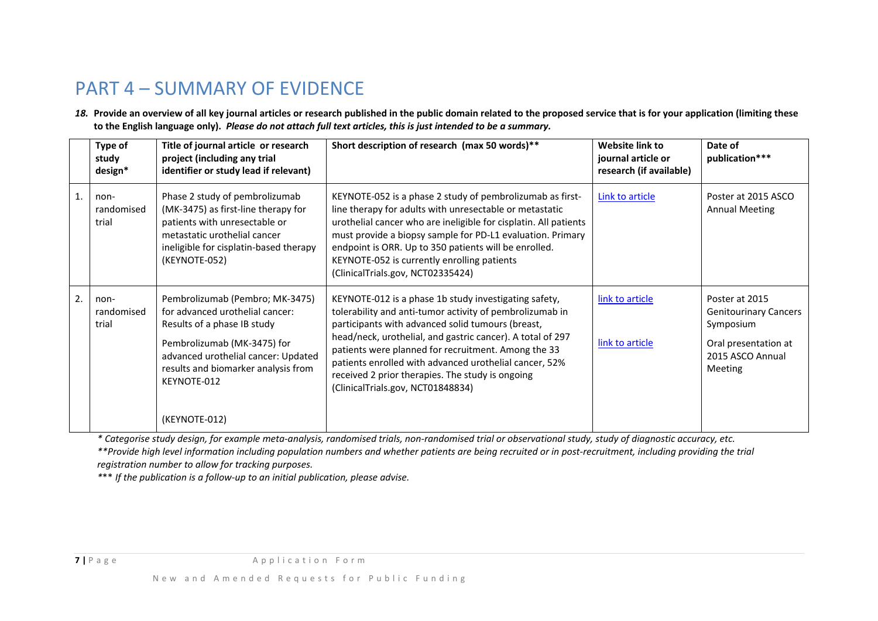# PART 4 – SUMMARY OF EVIDENCE

***18.*** **Provide an overview of all key journal articles or research published in the public domain related to the proposed service that is for your application (limiting these to the English language only).** ***Please do not attach full text articles, this is just intended to be a summary.***

| | Type of study design* | Title of journal article or research project (including any trial identifier or study lead if relevant) | Short description of research (max 50 words)** | Website link to journal article or research (if available) | Date of publication*** |
|---|---|---|---|---|---|
| 1. | non-randomised trial | Phase 2 study of pembrolizumab (MK-3475) as first-line therapy for patients with unresectable or metastatic urothelial cancer ineligible for cisplatin-based therapy (KEYNOTE-052) | KEYNOTE-052 is a phase 2 study of pembrolizumab as first-line therapy for adults with unresectable or metastatic urothelial cancer who are ineligible for cisplatin. All patients must provide a biopsy sample for PD-L1 evaluation. Primary endpoint is ORR. Up to 350 patients will be enrolled. KEYNOTE-052 is currently enrolling patients (ClinicalTrials.gov, NCT02335424) | Link to article | Poster at 2015 ASCO Annual Meeting |
| 2. | non-randomised trial | Pembrolizumab (Pembro; MK-3475) for advanced urothelial cancer: Results of a phase IB study<br><br>Pembrolizumab (MK-3475) for advanced urothelial cancer: Updated results and biomarker analysis from KEYNOTE-012<br><br>(KEYNOTE-012) | KEYNOTE-012 is a phase 1b study investigating safety, tolerability and anti-tumor activity of pembrolizumab in participants with advanced solid tumours (breast, head/neck, urothelial, and gastric cancer). A total of 297 patients were planned for recruitment. Among the 33 patients enrolled with advanced urothelial cancer, 52% received 2 prior therapies. The study is ongoing (ClinicalTrials.gov, NCT01848834) | link to article<br><br>link to article | Poster at 2015 Genitourinary Cancers Symposium<br><br>Oral presentation at 2015 ASCO Annual Meeting |

*\* Categorise study design, for example meta-analysis, randomised trials, non-randomised trial or observational study, study of diagnostic accuracy, etc.*

*\*\*Provide high level information including population numbers and whether patients are being recruited or in post-recruitment, including providing the trial registration number to allow for tracking purposes.*

*\*\*\* If the publication is a follow-up to an initial publication, please advise.*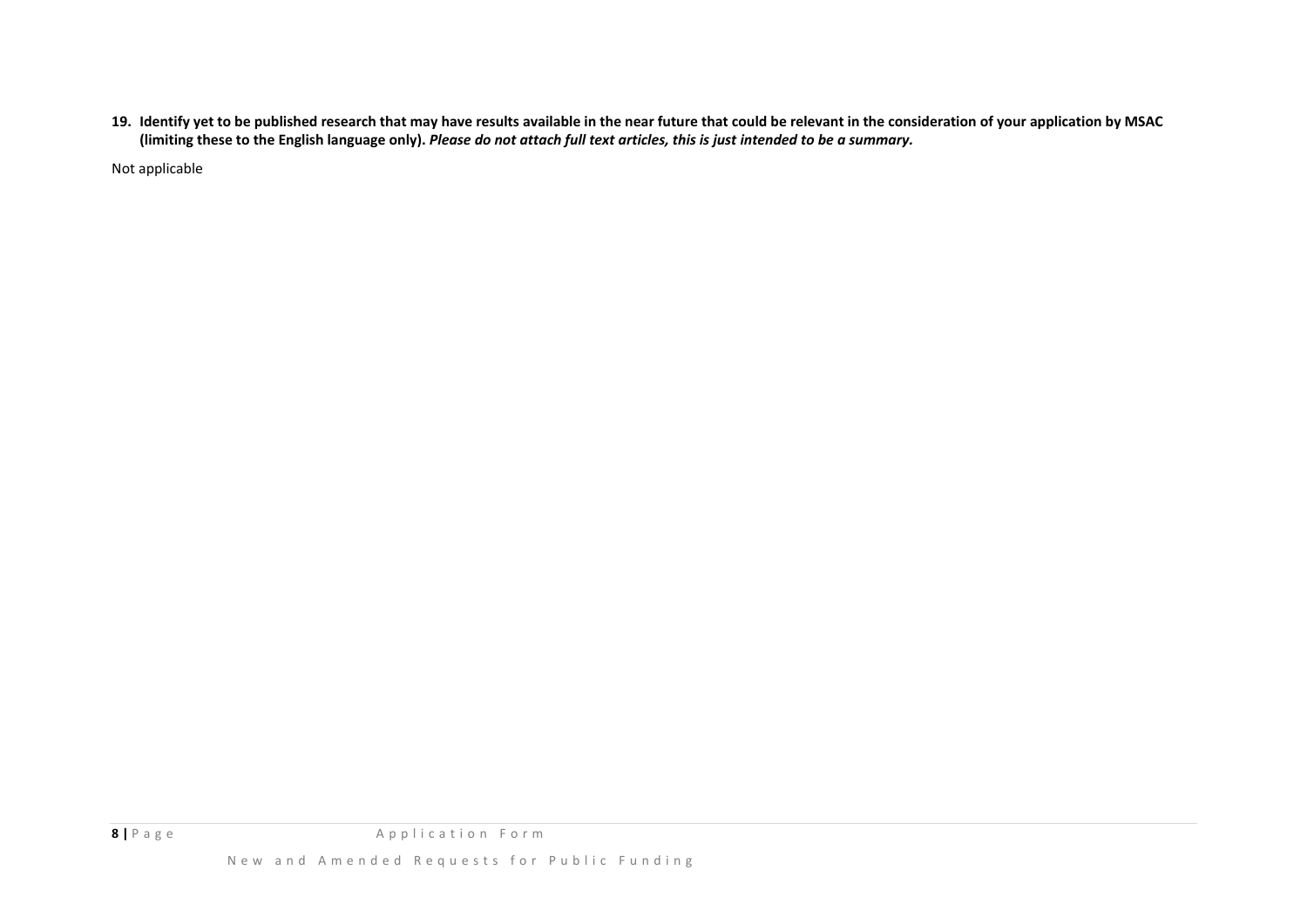**19. Identify yet to be published research that may have results available in the near future that could be relevant in the consideration of your application by MSAC (limiting these to the English language only).** ***Please do not attach full text articles, this is just intended to be a summary.***

Not applicable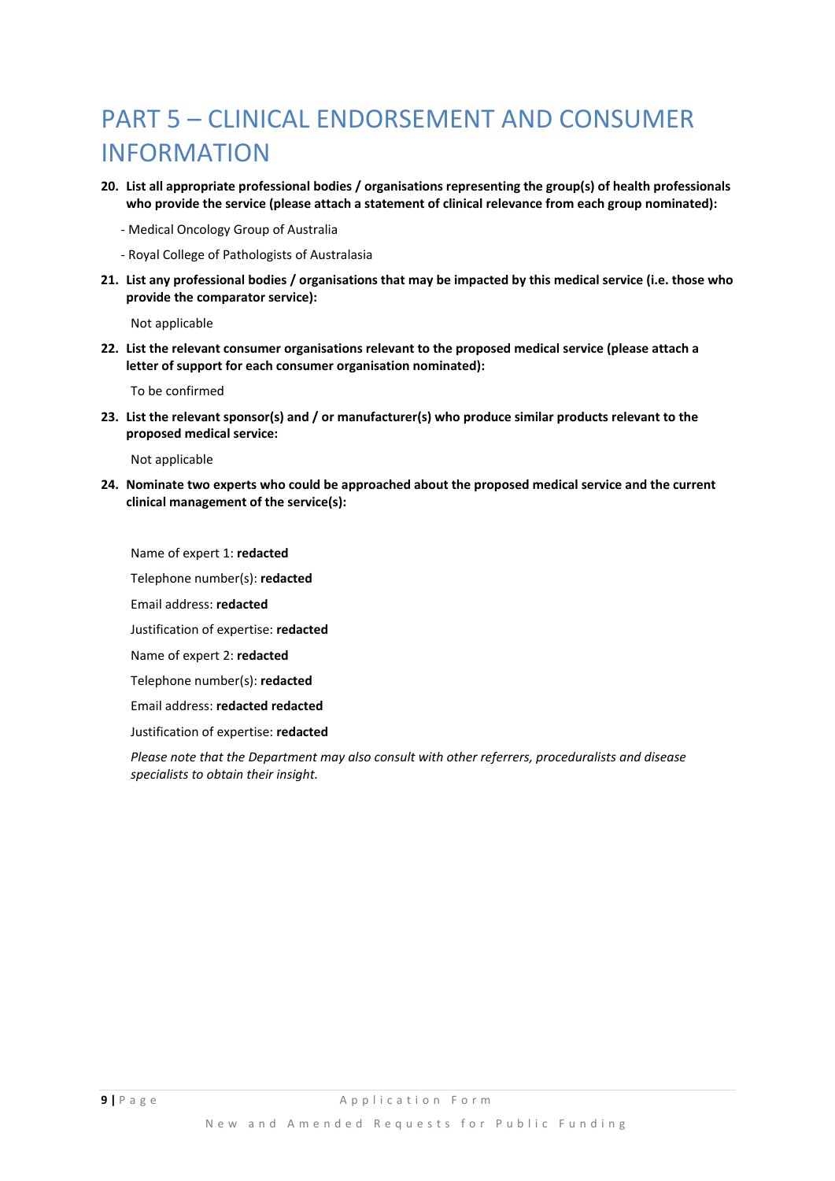# PART 5 – CLINICAL ENDORSEMENT AND CONSUMER INFORMATION

**20. List all appropriate professional bodies / organisations representing the group(s) of health professionals who provide the service (please attach a statement of clinical relevance from each group nominated):**

- Medical Oncology Group of Australia
- Royal College of Pathologists of Australasia

**21. List any professional bodies / organisations that may be impacted by this medical service (i.e. those who provide the comparator service):**

Not applicable

**22. List the relevant consumer organisations relevant to the proposed medical service (please attach a letter of support for each consumer organisation nominated):**

To be confirmed

**23. List the relevant sponsor(s) and / or manufacturer(s) who produce similar products relevant to the proposed medical service:**

Not applicable

**24. Nominate two experts who could be approached about the proposed medical service and the current clinical management of the service(s):**

Name of expert 1: **redacted**

Telephone number(s): **redacted**

Email address: **redacted**

Justification of expertise: **redacted**

Name of expert 2: **redacted**

Telephone number(s): **redacted**

Email address: **redacted redacted**

Justification of expertise: **redacted**

*Please note that the Department may also consult with other referrers, proceduralists and disease specialists to obtain their insight.*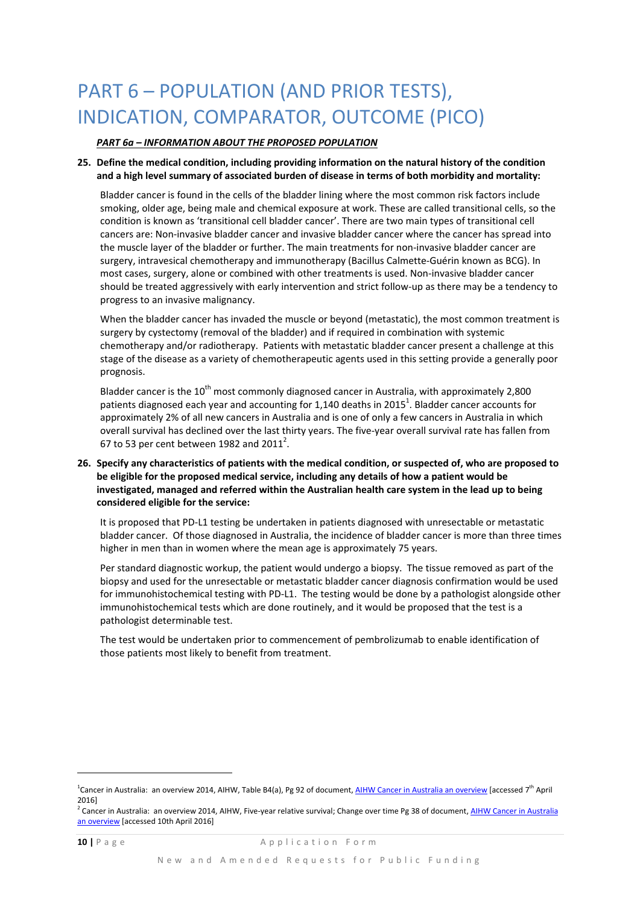# PART 6 – POPULATION (AND PRIOR TESTS), INDICATION, COMPARATOR, OUTCOME (PICO)

***PART 6a – INFORMATION ABOUT THE PROPOSED POPULATION***

**25. Define the medical condition, including providing information on the natural history of the condition and a high level summary of associated burden of disease in terms of both morbidity and mortality:**

Bladder cancer is found in the cells of the bladder lining where the most common risk factors include smoking, older age, being male and chemical exposure at work. These are called transitional cells, so the condition is known as 'transitional cell bladder cancer'. There are two main types of transitional cell cancers are: Non-invasive bladder cancer and invasive bladder cancer where the cancer has spread into the muscle layer of the bladder or further. The main treatments for non-invasive bladder cancer are surgery, intravesical chemotherapy and immunotherapy (Bacillus Calmette-Guérin known as BCG). In most cases, surgery, alone or combined with other treatments is used. Non-invasive bladder cancer should be treated aggressively with early intervention and strict follow-up as there may be a tendency to progress to an invasive malignancy.

When the bladder cancer has invaded the muscle or beyond (metastatic), the most common treatment is surgery by cystectomy (removal of the bladder) and if required in combination with systemic chemotherapy and/or radiotherapy. Patients with metastatic bladder cancer present a challenge at this stage of the disease as a variety of chemotherapeutic agents used in this setting provide a generally poor prognosis.

Bladder cancer is the 10th most commonly diagnosed cancer in Australia, with approximately 2,800 patients diagnosed each year and accounting for 1,140 deaths in 2015[1]. Bladder cancer accounts for approximately 2% of all new cancers in Australia and is one of only a few cancers in Australia in which overall survival has declined over the last thirty years. The five-year overall survival rate has fallen from 67 to 53 per cent between 1982 and 2011[2].

**26. Specify any characteristics of patients with the medical condition, or suspected of, who are proposed to be eligible for the proposed medical service, including any details of how a patient would be investigated, managed and referred within the Australian health care system in the lead up to being considered eligible for the service:**

It is proposed that PD-L1 testing be undertaken in patients diagnosed with unresectable or metastatic bladder cancer. Of those diagnosed in Australia, the incidence of bladder cancer is more than three times higher in men than in women where the mean age is approximately 75 years.

Per standard diagnostic workup, the patient would undergo a biopsy. The tissue removed as part of the biopsy and used for the unresectable or metastatic bladder cancer diagnosis confirmation would be used for immunohistochemical testing with PD-L1. The testing would be done by a pathologist alongside other immunohistochemical tests which are done routinely, and it would be proposed that the test is a pathologist determinable test.

The test would be undertaken prior to commencement of pembrolizumab to enable identification of those patients most likely to benefit from treatment.

---

[1] Cancer in Australia: an overview 2014, AIHW, Table B4(a), Pg 92 of document, AIHW Cancer in Australia an overview [accessed 7th April 2016]

[2] Cancer in Australia: an overview 2014, AIHW, Five-year relative survival; Change over time Pg 38 of document, AIHW Cancer in Australia an overview [accessed 10th April 2016]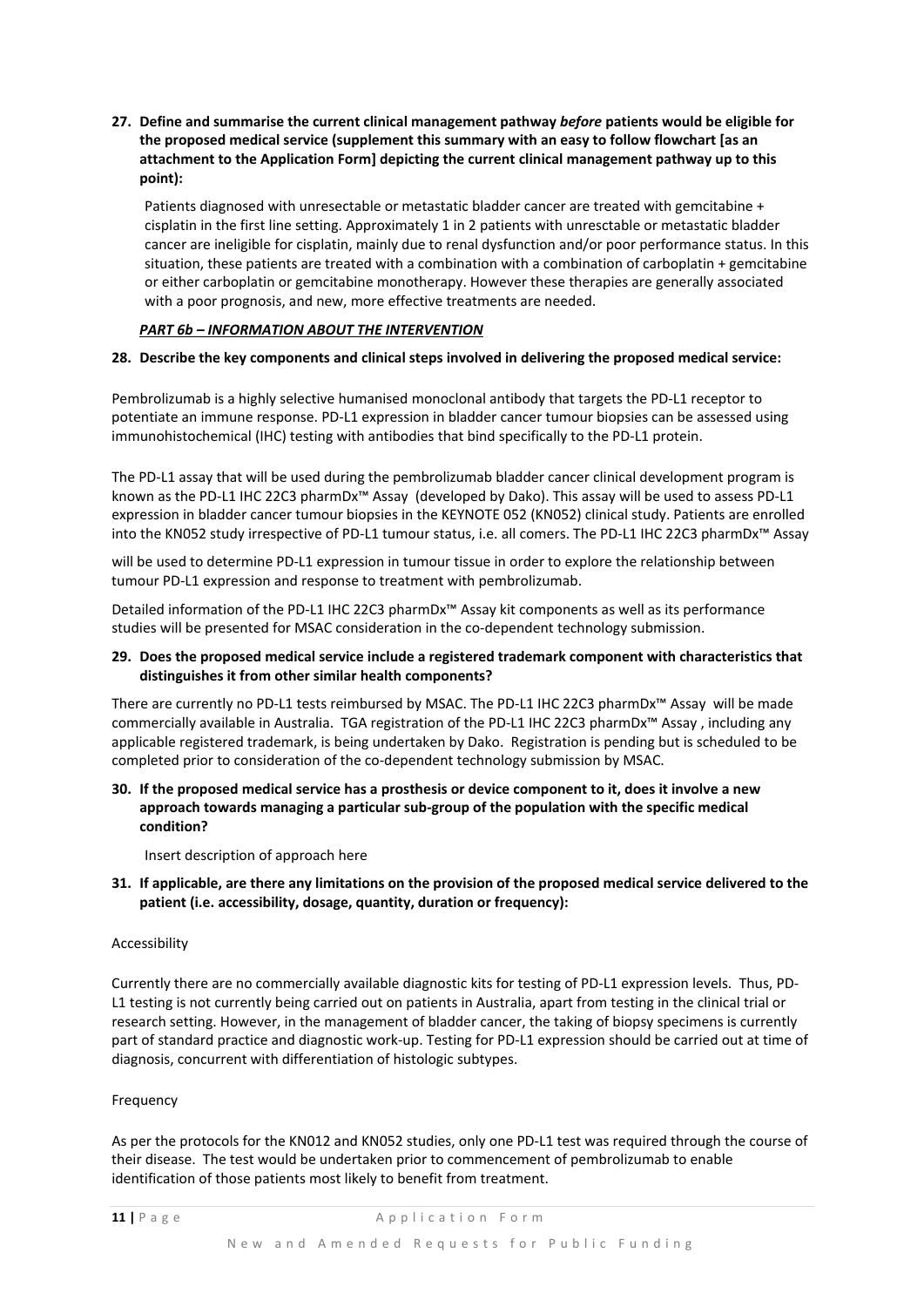**27. Define and summarise the current clinical management pathway *before* patients would be eligible for the proposed medical service (supplement this summary with an easy to follow flowchart [as an attachment to the Application Form] depicting the current clinical management pathway up to this point):**

Patients diagnosed with unresectable or metastatic bladder cancer are treated with gemcitabine + cisplatin in the first line setting. Approximately 1 in 2 patients with unresctable or metastatic bladder cancer are ineligible for cisplatin, mainly due to renal dysfunction and/or poor performance status. In this situation, these patients are treated with a combination with a combination of carboplatin + gemcitabine or either carboplatin or gemcitabine monotherapy. However these therapies are generally associated with a poor prognosis, and new, more effective treatments are needed.

***PART 6b – INFORMATION ABOUT THE INTERVENTION***

**28. Describe the key components and clinical steps involved in delivering the proposed medical service:**

Pembrolizumab is a highly selective humanised monoclonal antibody that targets the PD-L1 receptor to potentiate an immune response. PD-L1 expression in bladder cancer tumour biopsies can be assessed using immunohistochemical (IHC) testing with antibodies that bind specifically to the PD-L1 protein.

The PD-L1 assay that will be used during the pembrolizumab bladder cancer clinical development program is known as the PD-L1 IHC 22C3 pharmDx™ Assay (developed by Dako). This assay will be used to assess PD-L1 expression in bladder cancer tumour biopsies in the KEYNOTE 052 (KN052) clinical study. Patients are enrolled into the KN052 study irrespective of PD-L1 tumour status, i.e. all comers. The PD-L1 IHC 22C3 pharmDx™ Assay will be used to determine PD-L1 expression in tumour tissue in order to explore the relationship between tumour PD-L1 expression and response to treatment with pembrolizumab.

Detailed information of the PD-L1 IHC 22C3 pharmDx™ Assay kit components as well as its performance studies will be presented for MSAC consideration in the co-dependent technology submission.

**29. Does the proposed medical service include a registered trademark component with characteristics that distinguishes it from other similar health components?**

There are currently no PD-L1 tests reimbursed by MSAC. The PD-L1 IHC 22C3 pharmDx™ Assay will be made commercially available in Australia. TGA registration of the PD-L1 IHC 22C3 pharmDx™ Assay , including any applicable registered trademark, is being undertaken by Dako. Registration is pending but is scheduled to be completed prior to consideration of the co-dependent technology submission by MSAC.

**30. If the proposed medical service has a prosthesis or device component to it, does it involve a new approach towards managing a particular sub-group of the population with the specific medical condition?**

Insert description of approach here

**31. If applicable, are there any limitations on the provision of the proposed medical service delivered to the patient (i.e. accessibility, dosage, quantity, duration or frequency):**

Accessibility

Currently there are no commercially available diagnostic kits for testing of PD-L1 expression levels. Thus, PD-L1 testing is not currently being carried out on patients in Australia, apart from testing in the clinical trial or research setting. However, in the management of bladder cancer, the taking of biopsy specimens is currently part of standard practice and diagnostic work-up. Testing for PD-L1 expression should be carried out at time of diagnosis, concurrent with differentiation of histologic subtypes.

Frequency

As per the protocols for the KN012 and KN052 studies, only one PD-L1 test was required through the course of their disease. The test would be undertaken prior to commencement of pembrolizumab to enable identification of those patients most likely to benefit from treatment.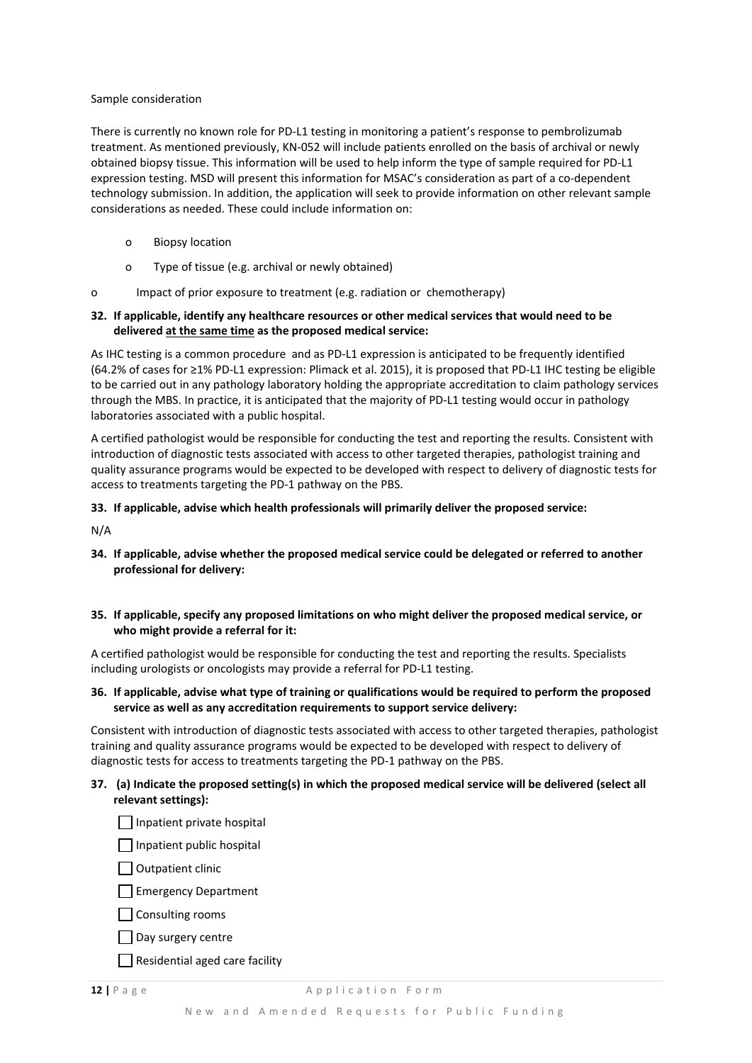Sample consideration

There is currently no known role for PD-L1 testing in monitoring a patient's response to pembrolizumab treatment. As mentioned previously, KN-052 will include patients enrolled on the basis of archival or newly obtained biopsy tissue. This information will be used to help inform the type of sample required for PD-L1 expression testing. MSD will present this information for MSAC's consideration as part of a co-dependent technology submission. In addition, the application will seek to provide information on other relevant sample considerations as needed. These could include information on:

- Biopsy location
- Type of tissue (e.g. archival or newly obtained)
- Impact of prior exposure to treatment (e.g. radiation or chemotherapy)

**32. If applicable, identify any healthcare resources or other medical services that would need to be delivered at the same time as the proposed medical service:**

As IHC testing is a common procedure and as PD-L1 expression is anticipated to be frequently identified (64.2% of cases for ≥1% PD-L1 expression: Plimack et al. 2015), it is proposed that PD-L1 IHC testing be eligible to be carried out in any pathology laboratory holding the appropriate accreditation to claim pathology services through the MBS. In practice, it is anticipated that the majority of PD-L1 testing would occur in pathology laboratories associated with a public hospital.

A certified pathologist would be responsible for conducting the test and reporting the results. Consistent with introduction of diagnostic tests associated with access to other targeted therapies, pathologist training and quality assurance programs would be expected to be developed with respect to delivery of diagnostic tests for access to treatments targeting the PD-1 pathway on the PBS.

**33. If applicable, advise which health professionals will primarily deliver the proposed service:**

N/A

**34. If applicable, advise whether the proposed medical service could be delegated or referred to another professional for delivery:**

**35. If applicable, specify any proposed limitations on who might deliver the proposed medical service, or who might provide a referral for it:**

A certified pathologist would be responsible for conducting the test and reporting the results. Specialists including urologists or oncologists may provide a referral for PD-L1 testing.

**36. If applicable, advise what type of training or qualifications would be required to perform the proposed service as well as any accreditation requirements to support service delivery:**

Consistent with introduction of diagnostic tests associated with access to other targeted therapies, pathologist training and quality assurance programs would be expected to be developed with respect to delivery of diagnostic tests for access to treatments targeting the PD-1 pathway on the PBS.

**37. (a) Indicate the proposed setting(s) in which the proposed medical service will be delivered (select all relevant settings):**

- [ ] Inpatient private hospital
- [ ] Inpatient public hospital
- [ ] Outpatient clinic
- [ ] Emergency Department
- [ ] Consulting rooms
- [ ] Day surgery centre
- [ ] Residential aged care facility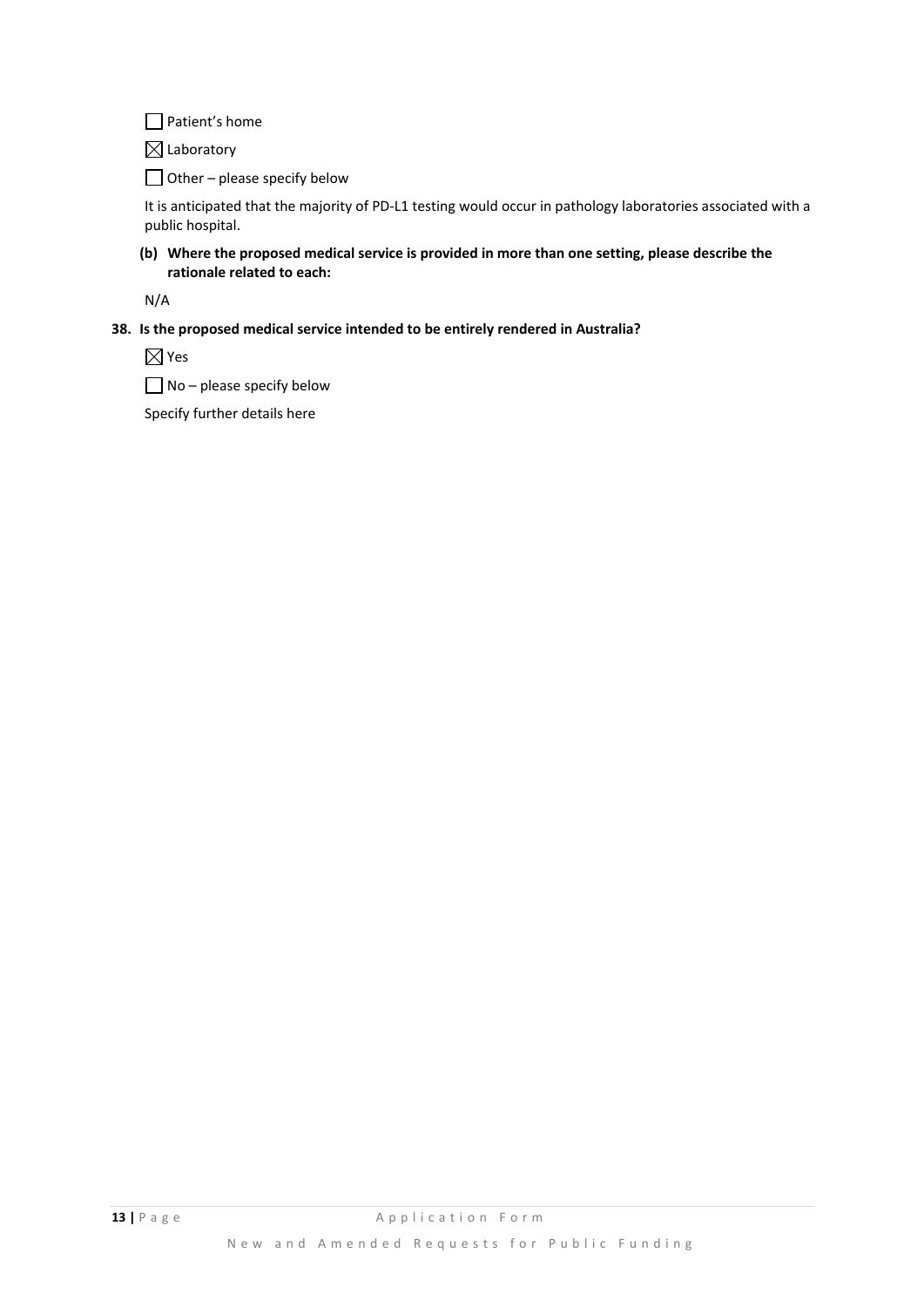☐ Patient's home

☒ Laboratory

☐ Other – please specify below

It is anticipated that the majority of PD-L1 testing would occur in pathology laboratories associated with a public hospital.

**(b) Where the proposed medical service is provided in more than one setting, please describe the rationale related to each:**

N/A

**38. Is the proposed medical service intended to be entirely rendered in Australia?**

☒ Yes

☐ No – please specify below

Specify further details here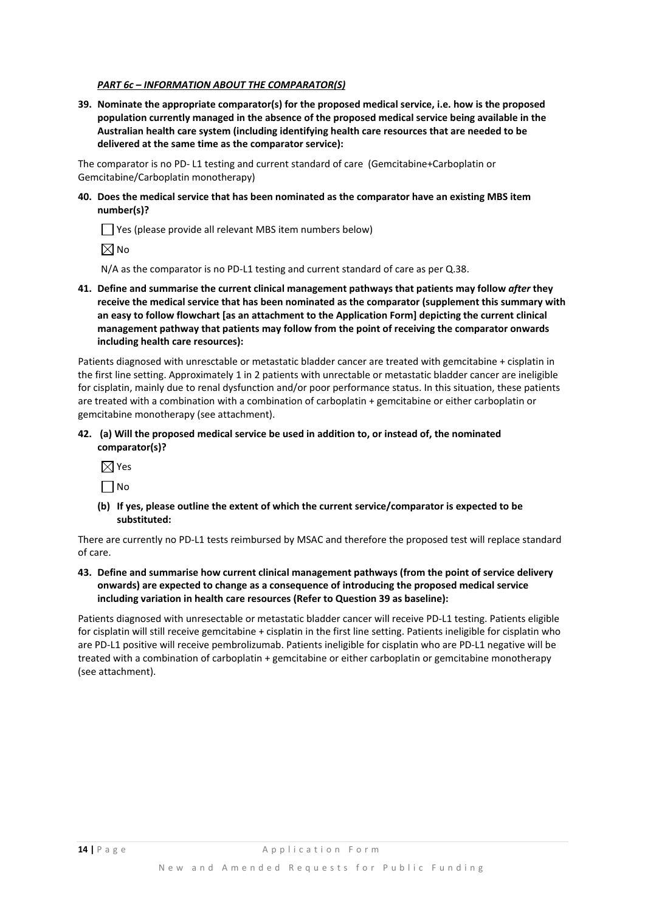***PART 6c – INFORMATION ABOUT THE COMPARATOR(S)***

**39. Nominate the appropriate comparator(s) for the proposed medical service, i.e. how is the proposed population currently managed in the absence of the proposed medical service being available in the Australian health care system (including identifying health care resources that are needed to be delivered at the same time as the comparator service):**

The comparator is no PD- L1 testing and current standard of care (Gemcitabine+Carboplatin or Gemcitabine/Carboplatin monotherapy)

**40. Does the medical service that has been nominated as the comparator have an existing MBS item number(s)?**

☐ Yes (please provide all relevant MBS item numbers below)

☒ No

N/A as the comparator is no PD-L1 testing and current standard of care as per Q.38.

**41. Define and summarise the current clinical management pathways that patients may follow *after* they receive the medical service that has been nominated as the comparator (supplement this summary with an easy to follow flowchart [as an attachment to the Application Form] depicting the current clinical management pathway that patients may follow from the point of receiving the comparator onwards including health care resources):**

Patients diagnosed with unresctable or metastatic bladder cancer are treated with gemcitabine + cisplatin in the first line setting. Approximately 1 in 2 patients with unrectable or metastatic bladder cancer are ineligible for cisplatin, mainly due to renal dysfunction and/or poor performance status. In this situation, these patients are treated with a combination with a combination of carboplatin + gemcitabine or either carboplatin or gemcitabine monotherapy (see attachment).

**42. (a) Will the proposed medical service be used in addition to, or instead of, the nominated comparator(s)?**

☒ Yes

☐ No

**(b) If yes, please outline the extent of which the current service/comparator is expected to be substituted:**

There are currently no PD-L1 tests reimbursed by MSAC and therefore the proposed test will replace standard of care.

**43. Define and summarise how current clinical management pathways (from the point of service delivery onwards) are expected to change as a consequence of introducing the proposed medical service including variation in health care resources (Refer to Question 39 as baseline):**

Patients diagnosed with unresectable or metastatic bladder cancer will receive PD-L1 testing. Patients eligible for cisplatin will still receive gemcitabine + cisplatin in the first line setting. Patients ineligible for cisplatin who are PD-L1 positive will receive pembrolizumab. Patients ineligible for cisplatin who are PD-L1 negative will be treated with a combination of carboplatin + gemcitabine or either carboplatin or gemcitabine monotherapy (see attachment).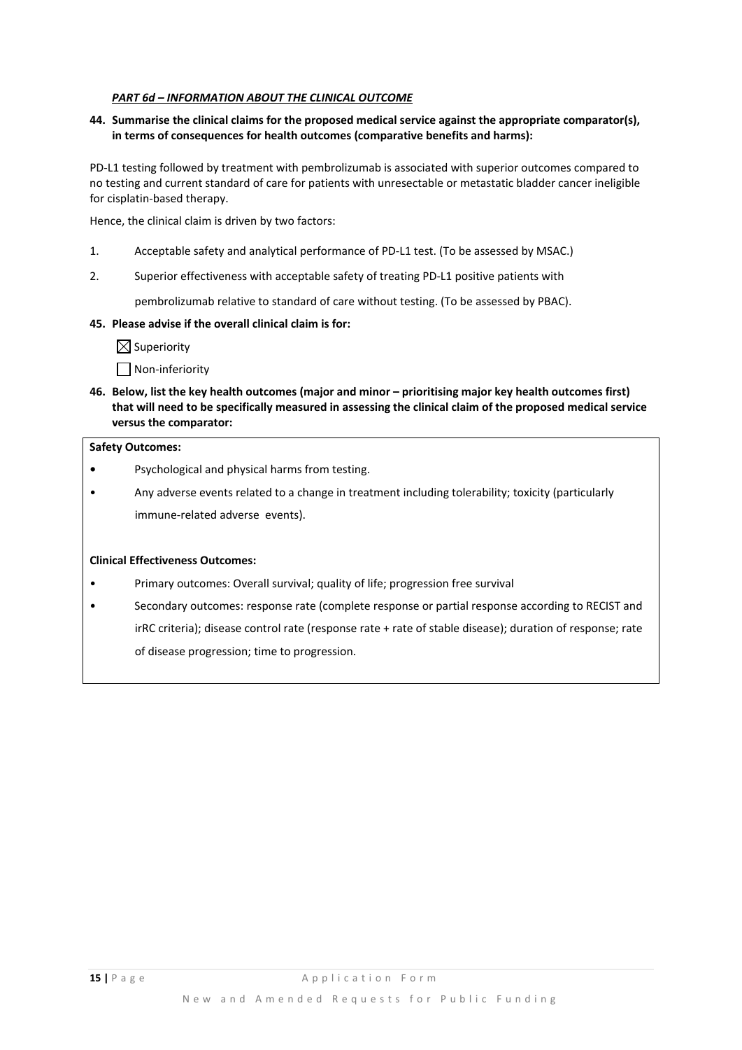***PART 6d – INFORMATION ABOUT THE CLINICAL OUTCOME***

**44. Summarise the clinical claims for the proposed medical service against the appropriate comparator(s), in terms of consequences for health outcomes (comparative benefits and harms):**

PD-L1 testing followed by treatment with pembrolizumab is associated with superior outcomes compared to no testing and current standard of care for patients with unresectable or metastatic bladder cancer ineligible for cisplatin-based therapy.

Hence, the clinical claim is driven by two factors:

1. Acceptable safety and analytical performance of PD-L1 test. (To be assessed by MSAC.)
2. Superior effectiveness with acceptable safety of treating PD-L1 positive patients with pembrolizumab relative to standard of care without testing. (To be assessed by PBAC).

**45. Please advise if the overall clinical claim is for:**

☒ Superiority

☐ Non-inferiority

**46. Below, list the key health outcomes (major and minor – prioritising major key health outcomes first) that will need to be specifically measured in assessing the clinical claim of the proposed medical service versus the comparator:**

**Safety Outcomes:**

- Psychological and physical harms from testing.
- Any adverse events related to a change in treatment including tolerability; toxicity (particularly immune-related adverse events).

**Clinical Effectiveness Outcomes:**

- Primary outcomes: Overall survival; quality of life; progression free survival
- Secondary outcomes: response rate (complete response or partial response according to RECIST and irRC criteria); disease control rate (response rate + rate of stable disease); duration of response; rate of disease progression; time to progression.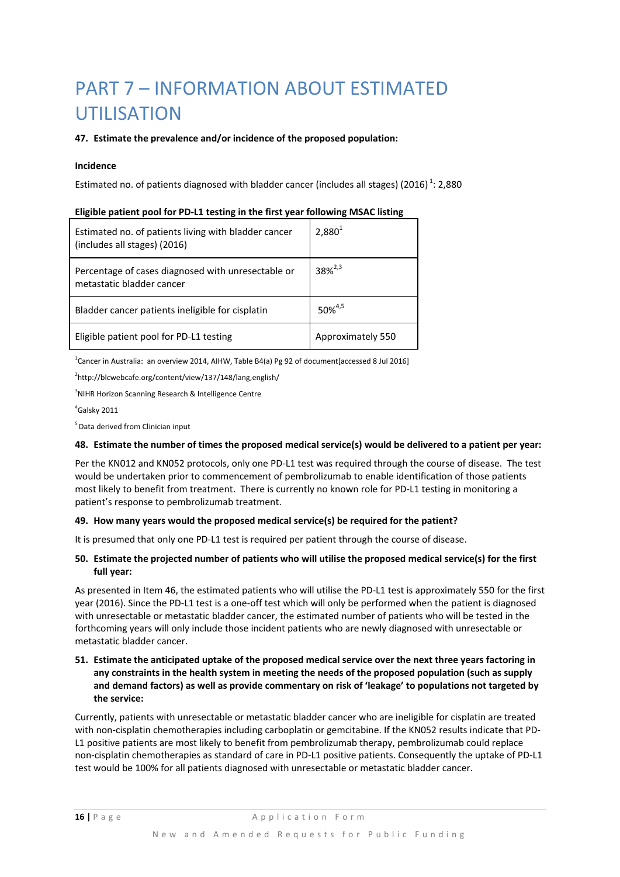# PART 7 – INFORMATION ABOUT ESTIMATED UTILISATION

**47. Estimate the prevalence and/or incidence of the proposed population:**

**Incidence**

Estimated no. of patients diagnosed with bladder cancer (includes all stages) (2016) [1]: 2,880

**Eligible patient pool for PD-L1 testing in the first year following MSAC listing**

| | |
|---|---|
| Estimated no. of patients living with bladder cancer (includes all stages) (2016) | 2,880[1] |
| Percentage of cases diagnosed with unresectable or metastatic bladder cancer | 38%[2,3] |
| Bladder cancer patients ineligible for cisplatin | 50%[4,5] |
| Eligible patient pool for PD-L1 testing | Approximately 550 |

[1]Cancer in Australia: an overview 2014, AIHW, Table B4(a) Pg 92 of document[accessed 8 Jul 2016]

[2]http://blcwebcafe.org/content/view/137/148/lang,english/

[3]NIHR Horizon Scanning Research & Intelligence Centre

[4]Galsky 2011

[5] Data derived from Clinician input

**48. Estimate the number of times the proposed medical service(s) would be delivered to a patient per year:**

Per the KN012 and KN052 protocols, only one PD-L1 test was required through the course of disease. The test would be undertaken prior to commencement of pembrolizumab to enable identification of those patients most likely to benefit from treatment. There is currently no known role for PD-L1 testing in monitoring a patient's response to pembrolizumab treatment.

**49. How many years would the proposed medical service(s) be required for the patient?**

It is presumed that only one PD-L1 test is required per patient through the course of disease.

**50. Estimate the projected number of patients who will utilise the proposed medical service(s) for the first full year:**

As presented in Item 46, the estimated patients who will utilise the PD-L1 test is approximately 550 for the first year (2016). Since the PD-L1 test is a one-off test which will only be performed when the patient is diagnosed with unresectable or metastatic bladder cancer, the estimated number of patients who will be tested in the forthcoming years will only include those incident patients who are newly diagnosed with unresectable or metastatic bladder cancer.

**51. Estimate the anticipated uptake of the proposed medical service over the next three years factoring in any constraints in the health system in meeting the needs of the proposed population (such as supply and demand factors) as well as provide commentary on risk of 'leakage' to populations not targeted by the service:**

Currently, patients with unresectable or metastatic bladder cancer who are ineligible for cisplatin are treated with non-cisplatin chemotherapies including carboplatin or gemcitabine. If the KN052 results indicate that PD-L1 positive patients are most likely to benefit from pembrolizumab therapy, pembrolizumab could replace non-cisplatin chemotherapies as standard of care in PD-L1 positive patients. Consequently the uptake of PD-L1 test would be 100% for all patients diagnosed with unresectable or metastatic bladder cancer.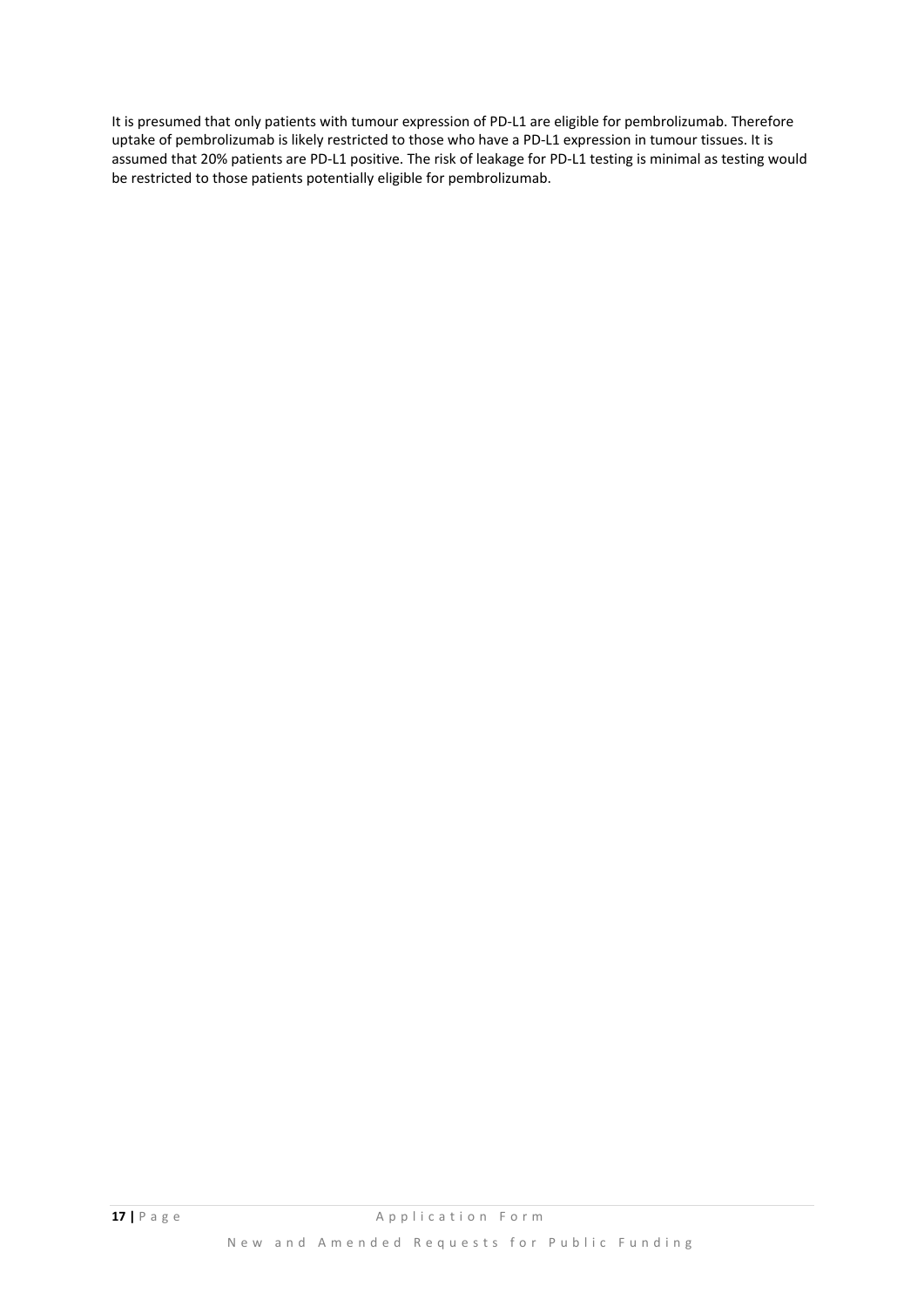It is presumed that only patients with tumour expression of PD-L1 are eligible for pembrolizumab. Therefore uptake of pembrolizumab is likely restricted to those who have a PD-L1 expression in tumour tissues. It is assumed that 20% patients are PD-L1 positive. The risk of leakage for PD-L1 testing is minimal as testing would be restricted to those patients potentially eligible for pembrolizumab.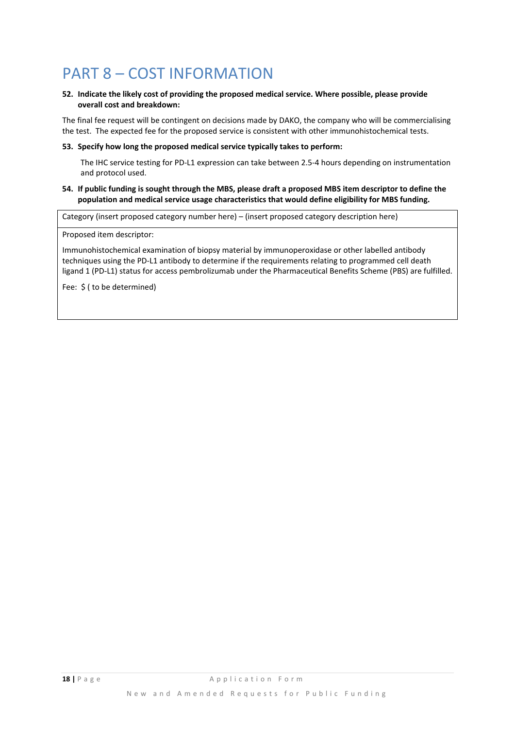# PART 8 – COST INFORMATION

**52. Indicate the likely cost of providing the proposed medical service. Where possible, please provide overall cost and breakdown:**

The final fee request will be contingent on decisions made by DAKO, the company who will be commercialising the test. The expected fee for the proposed service is consistent with other immunohistochemical tests.

**53. Specify how long the proposed medical service typically takes to perform:**

The IHC service testing for PD-L1 expression can take between 2.5-4 hours depending on instrumentation and protocol used.

**54. If public funding is sought through the MBS, please draft a proposed MBS item descriptor to define the population and medical service usage characteristics that would define eligibility for MBS funding.**

| Category (insert proposed category number here) – (insert proposed category description here) |
|---|
| Proposed item descriptor:<br><br>Immunohistochemical examination of biopsy material by immunoperoxidase or other labelled antibody techniques using the PD-L1 antibody to determine if the requirements relating to programmed cell death ligand 1 (PD-L1) status for access pembrolizumab under the Pharmaceutical Benefits Scheme (PBS) are fulfilled.<br><br>Fee: $ ( to be determined) |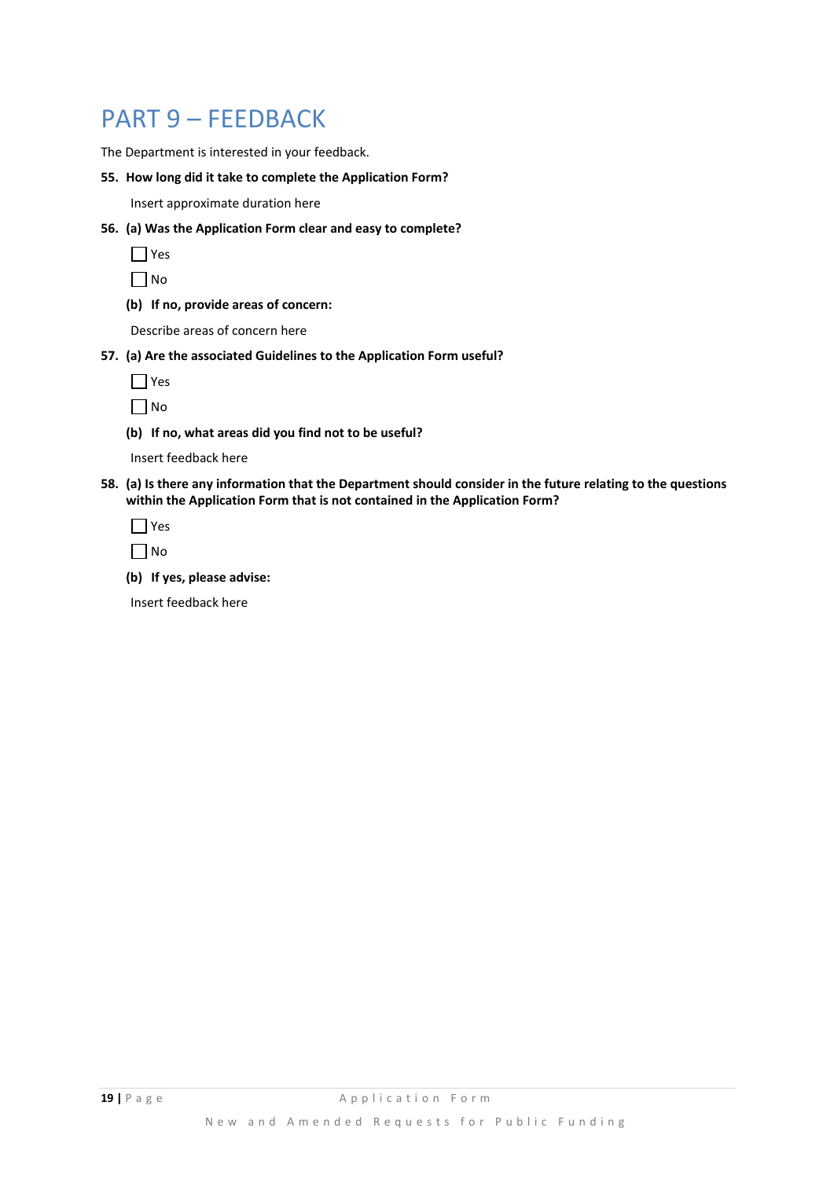# PART 9 – FEEDBACK

The Department is interested in your feedback.

**55. How long did it take to complete the Application Form?**

Insert approximate duration here

**56. (a) Was the Application Form clear and easy to complete?**

☐ Yes

☐ No

**(b) If no, provide areas of concern:**

Describe areas of concern here

**57. (a) Are the associated Guidelines to the Application Form useful?**

☐ Yes

☐ No

**(b) If no, what areas did you find not to be useful?**

Insert feedback here

**58. (a) Is there any information that the Department should consider in the future relating to the questions within the Application Form that is not contained in the Application Form?**

☐ Yes

☐ No

**(b) If yes, please advise:**

Insert feedback here